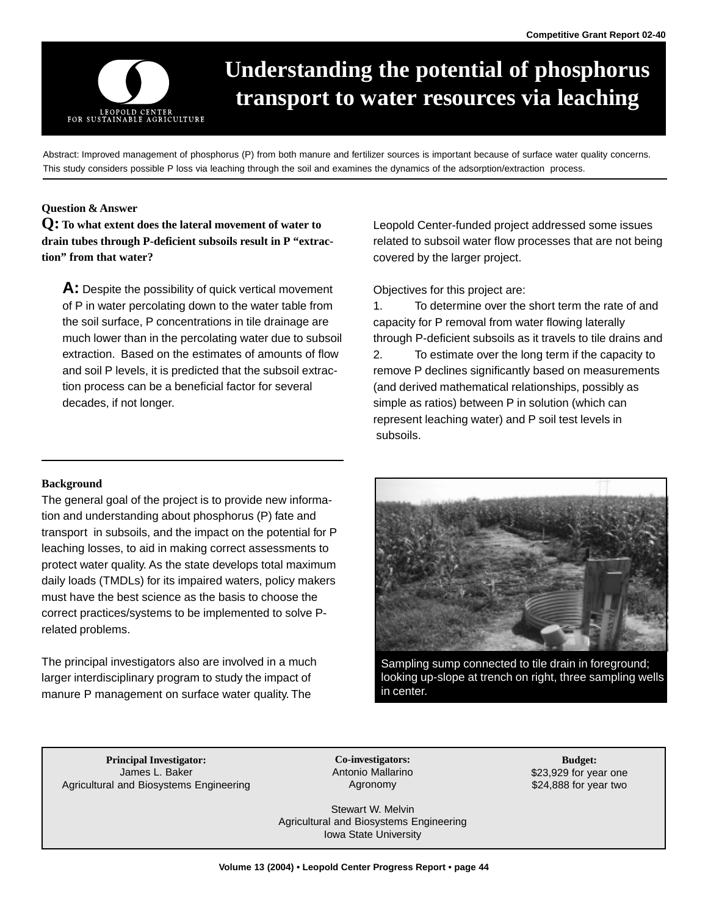Competitive Grant Report 02-40

# Understanding the potential of phosphorus transport to water resources via leaching

Abstract: Improved management of phosphorus (P) from both manure and fertilizer sources is important because of surface water quality concerns. This study considers possible P loss via leaching through the soil and examines the dynamics of the adsorption/extraction process.

## Question & Answer

**Q: To what extent does the lateral movement of water to drain tubes through P-deficient subsoils result in P "extraction" from that water?**

**A:** Despite the possibility of quick vertical movement of P in water percolating down to the water table from the soil surface, P concentrations in tile drainage are much lower than in the percolating water due to subsoil extraction. Based on the estimates of amounts of flow and soil P levels, it is predicted that the subsoil extraction process can be a beneficial factor for several decades, if not longer.

## Background

The general goal of the project is to provide new information and understanding about phosphorus (P) fate and transport in subsoils, and the impact on the potential for P leaching losses, to aid in making correct assessments to protect water quality. As the state develops total maximum daily loads (TMDLs) for its impaired waters, policy makers must have the best science as the basis to choose the correct practices/systems to be implemented to solve P-related problems.

The principal investigators also are involved in a much larger interdisciplinary program to study the impact of manure P management on surface water quality. The Leopold Center-funded project addressed some issues related to subsoil water flow processes that are not being covered by the larger project.

Objectives for this project are:

1. To determine over the short term the rate of and capacity for P removal from water flowing laterally through P-deficient subsoils as it travels to tile drains and
2. To estimate over the long term if the capacity to remove P declines significantly based on measurements (and derived mathematical relationships, possibly as simple as ratios) between P in solution (which can represent leaching water) and P soil test levels in subsoils.

Sampling sump connected to tile drain in foreground; looking up-slope at trench on right, three sampling wells in center.

| Principal Investigator: | Co-investigators: | Budget: |
| --- | --- | --- |
| James L. Baker<br>Agricultural and Biosystems Engineering | Antonio Mallarino<br>Agronomy<br><br>Stewart W. Melvin<br>Agricultural and Biosystems Engineering<br>Iowa State University | $23,929 for year one<br>$24,888 for year two |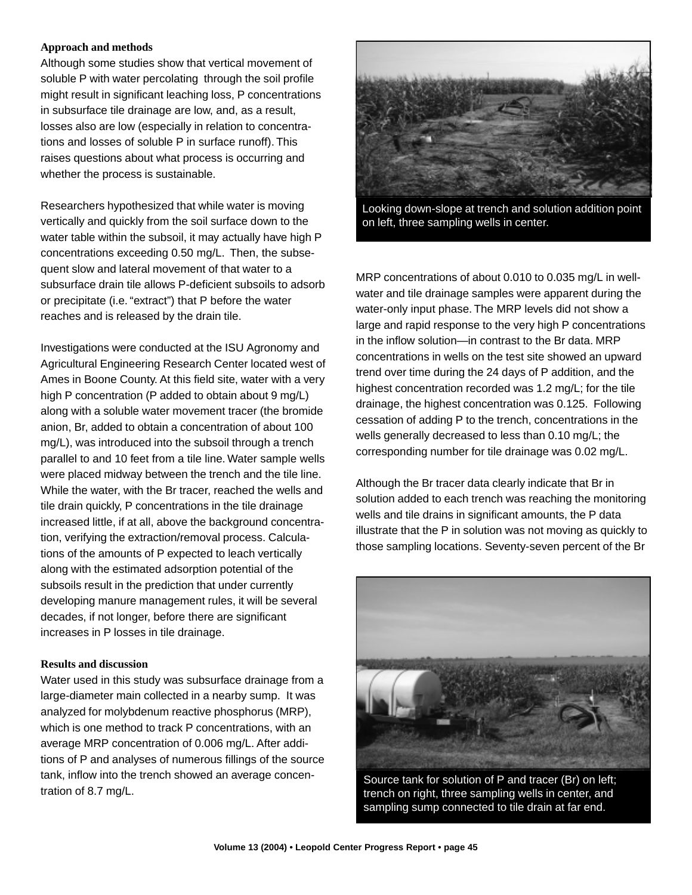### Approach and methods

Although some studies show that vertical movement of soluble P with water percolating through the soil profile might result in significant leaching loss, P concentrations in subsurface tile drainage are low, and, as a result, losses also are low (especially in relation to concentrations and losses of soluble P in surface runoff). This raises questions about what process is occurring and whether the process is sustainable.

Researchers hypothesized that while water is moving vertically and quickly from the soil surface down to the water table within the subsoil, it may actually have high P concentrations exceeding 0.50 mg/L. Then, the subsequent slow and lateral movement of that water to a subsurface drain tile allows P-deficient subsoils to adsorb or precipitate (i.e. "extract") that P before the water reaches and is released by the drain tile.

Investigations were conducted at the ISU Agronomy and Agricultural Engineering Research Center located west of Ames in Boone County. At this field site, water with a very high P concentration (P added to obtain about 9 mg/L) along with a soluble water movement tracer (the bromide anion, Br, added to obtain a concentration of about 100 mg/L), was introduced into the subsoil through a trench parallel to and 10 feet from a tile line. Water sample wells were placed midway between the trench and the tile line. While the water, with the Br tracer, reached the wells and tile drain quickly, P concentrations in the tile drainage increased little, if at all, above the background concentration, verifying the extraction/removal process. Calculations of the amounts of P expected to leach vertically along with the estimated adsorption potential of the subsoils result in the prediction that under currently developing manure management rules, it will be several decades, if not longer, before there are significant increases in P losses in tile drainage.

### Results and discussion

Water used in this study was subsurface drainage from a large-diameter main collected in a nearby sump. It was analyzed for molybdenum reactive phosphorus (MRP), which is one method to track P concentrations, with an average MRP concentration of 0.006 mg/L. After additions of P and analyses of numerous fillings of the source tank, inflow into the trench showed an average concentration of 8.7 mg/L.

Looking down-slope at trench and solution addition point on left, three sampling wells in center.

MRP concentrations of about 0.010 to 0.035 mg/L in well-water and tile drainage samples were apparent during the water-only input phase. The MRP levels did not show a large and rapid response to the very high P concentrations in the inflow solution—in contrast to the Br data. MRP concentrations in wells on the test site showed an upward trend over time during the 24 days of P addition, and the highest concentration recorded was 1.2 mg/L; for the tile drainage, the highest concentration was 0.125. Following cessation of adding P to the trench, concentrations in the wells generally decreased to less than 0.10 mg/L; the corresponding number for tile drainage was 0.02 mg/L.

Although the Br tracer data clearly indicate that Br in solution added to each trench was reaching the monitoring wells and tile drains in significant amounts, the P data illustrate that the P in solution was not moving as quickly to those sampling locations. Seventy-seven percent of the Br

Source tank for solution of P and tracer (Br) on left; trench on right, three sampling wells in center, and sampling sump connected to tile drain at far end.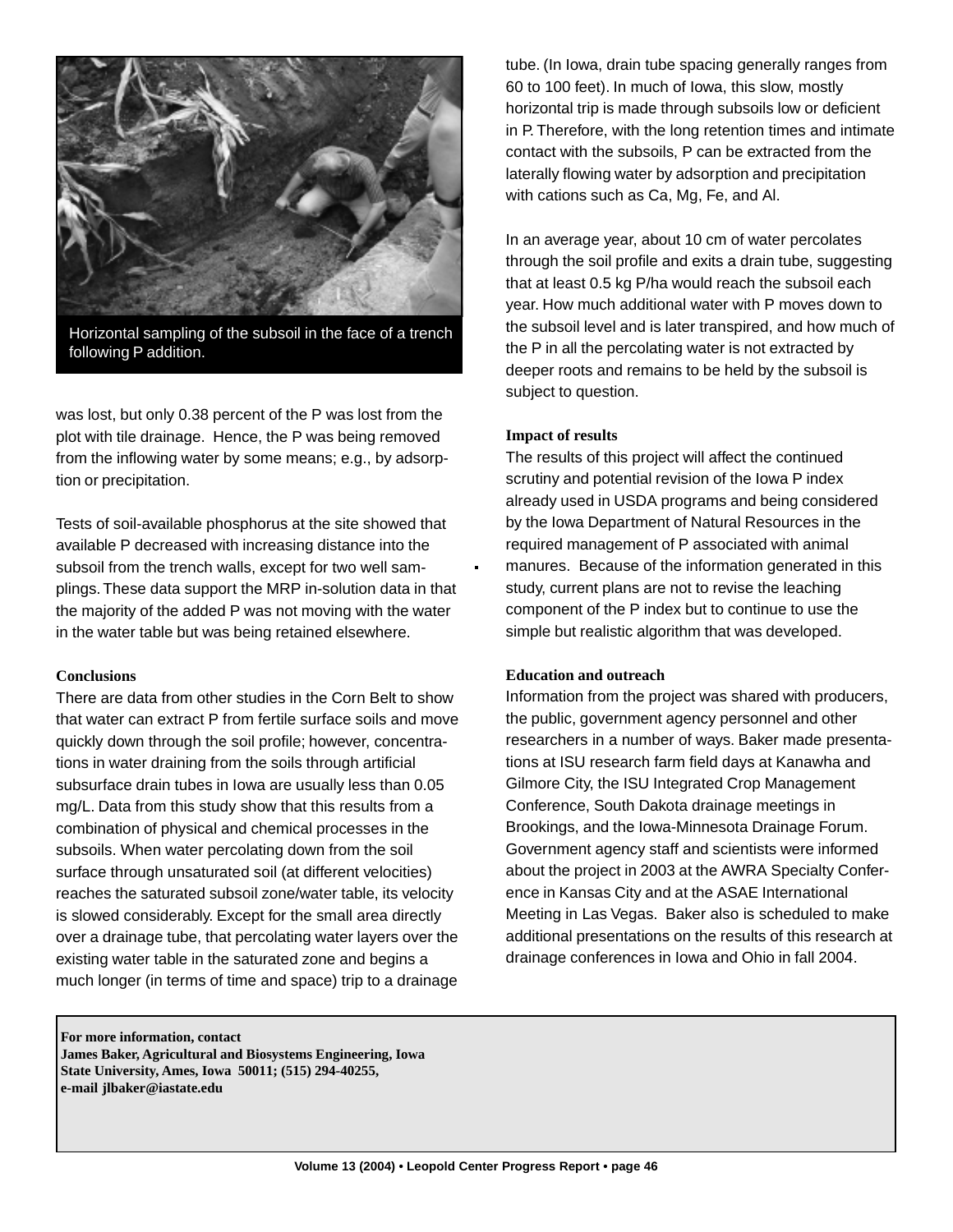Horizontal sampling of the subsoil in the face of a trench following P addition.

was lost, but only 0.38 percent of the P was lost from the plot with tile drainage. Hence, the P was being removed from the inflowing water by some means; e.g., by adsorption or precipitation.

Tests of soil-available phosphorus at the site showed that available P decreased with increasing distance into the subsoil from the trench walls, except for two well samplings. These data support the MRP in-solution data in that the majority of the added P was not moving with the water in the water table but was being retained elsewhere.

**Conclusions**

There are data from other studies in the Corn Belt to show that water can extract P from fertile surface soils and move quickly down through the soil profile; however, concentrations in water draining from the soils through artificial subsurface drain tubes in Iowa are usually less than 0.05 mg/L. Data from this study show that this results from a combination of physical and chemical processes in the subsoils. When water percolating down from the soil surface through unsaturated soil (at different velocities) reaches the saturated subsoil zone/water table, its velocity is slowed considerably. Except for the small area directly over a drainage tube, that percolating water layers over the existing water table in the saturated zone and begins a much longer (in terms of time and space) trip to a drainage tube. (In Iowa, drain tube spacing generally ranges from 60 to 100 feet). In much of Iowa, this slow, mostly horizontal trip is made through subsoils low or deficient in P. Therefore, with the long retention times and intimate contact with the subsoils, P can be extracted from the laterally flowing water by adsorption and precipitation with cations such as Ca, Mg, Fe, and Al.

In an average year, about 10 cm of water percolates through the soil profile and exits a drain tube, suggesting that at least 0.5 kg P/ha would reach the subsoil each year. How much additional water with P moves down to the subsoil level and is later transpired, and how much of the P in all the percolating water is not extracted by deeper roots and remains to be held by the subsoil is subject to question.

**Impact of results**

The results of this project will affect the continued scrutiny and potential revision of the Iowa P index already used in USDA programs and being considered by the Iowa Department of Natural Resources in the required management of P associated with animal manures. Because of the information generated in this study, current plans are not to revise the leaching component of the P index but to continue to use the simple but realistic algorithm that was developed.

**Education and outreach**

Information from the project was shared with producers, the public, government agency personnel and other researchers in a number of ways. Baker made presentations at ISU research farm field days at Kanawha and Gilmore City, the ISU Integrated Crop Management Conference, South Dakota drainage meetings in Brookings, and the Iowa-Minnesota Drainage Forum. Government agency staff and scientists were informed about the project in 2003 at the AWRA Specialty Conference in Kansas City and at the ASAE International Meeting in Las Vegas. Baker also is scheduled to make additional presentations on the results of this research at drainage conferences in Iowa and Ohio in fall 2004.

**For more information, contact**
**James Baker, Agricultural and Biosystems Engineering, Iowa State University, Ames, Iowa 50011; (515) 294-40255, e-mail jlbaker@iastate.edu**